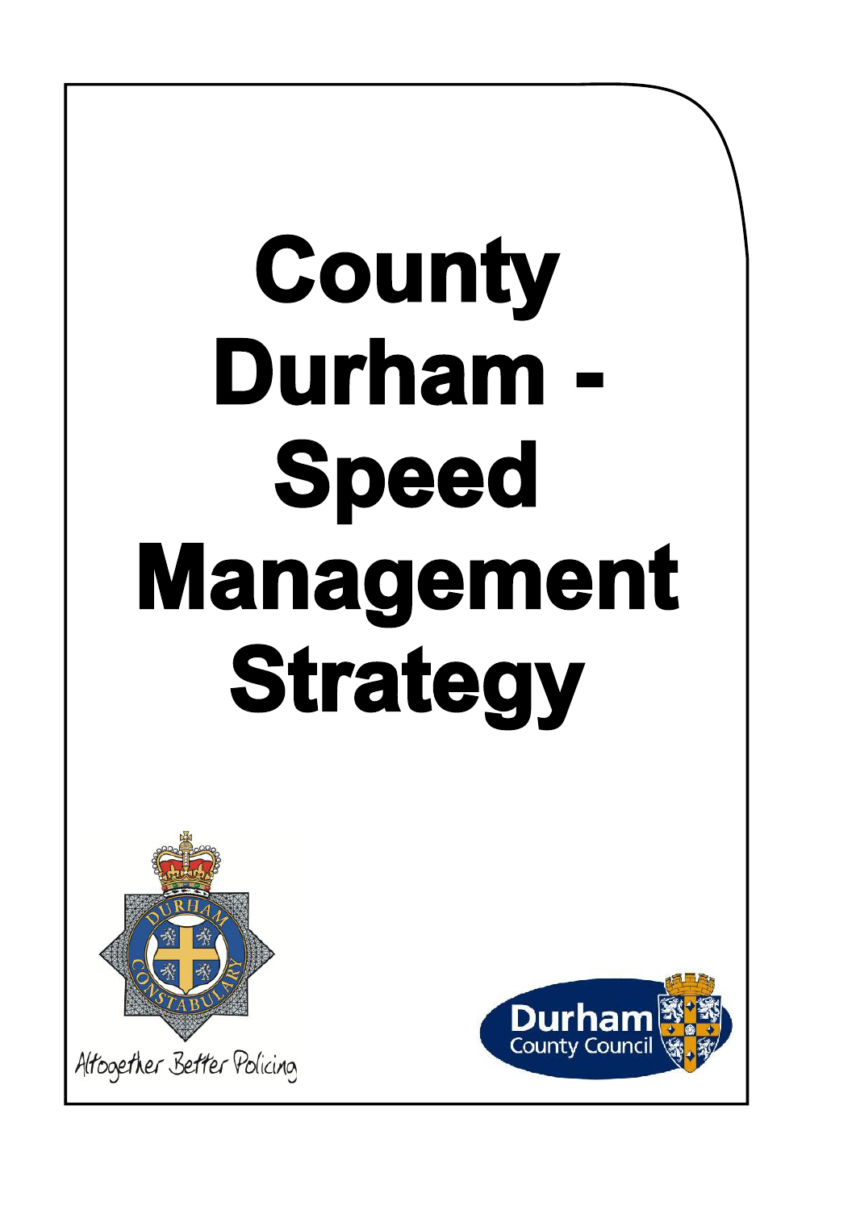# County Durham - Speed Management Strategy

Altogether Better Policing

Durham County Council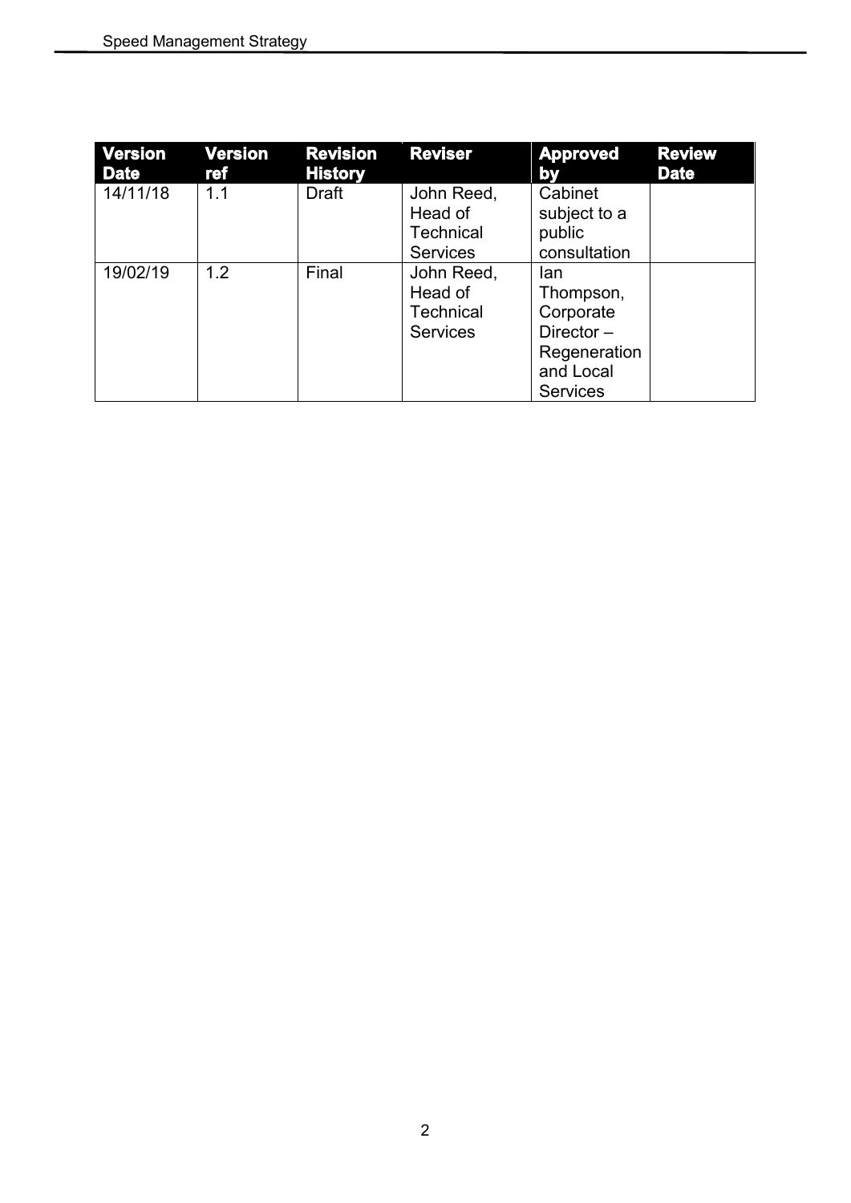| Version Date | Version ref | Revision History | Reviser | Approved by | Review Date |
|---|---|---|---|---|---|
| 14/11/18 | 1.1 | Draft | John Reed, Head of Technical Services | Cabinet subject to a public consultation | |
| 19/02/19 | 1.2 | Final | John Reed, Head of Technical Services | Ian Thompson, Corporate Director – Regeneration and Local Services | |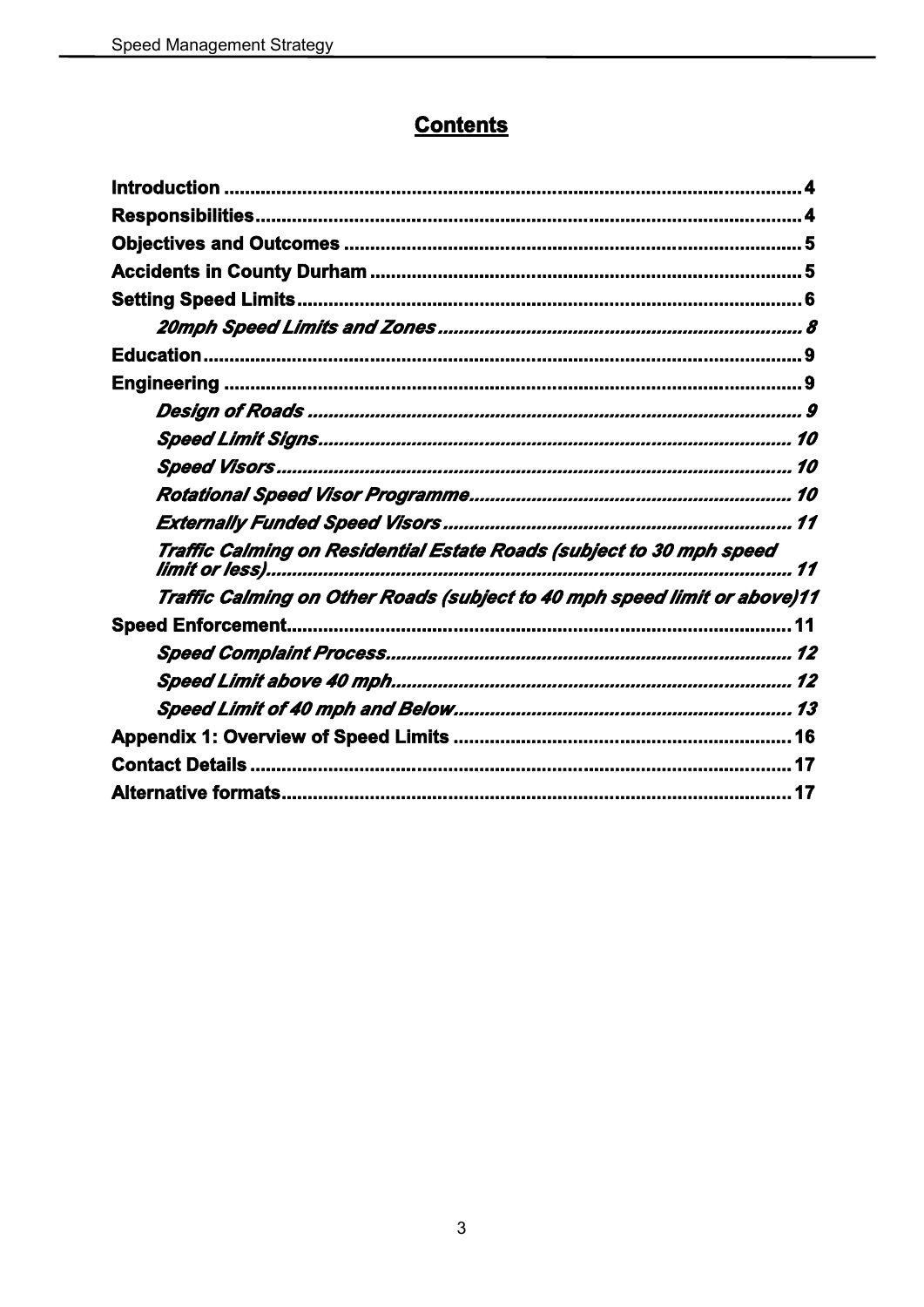# Contents

**Introduction** .......... 4
**Responsibilities** .......... 4
**Objectives and Outcomes** .......... 5
**Accidents in County Durham** .......... 5
**Setting Speed Limits** .......... 6
  ***20mph Speed Limits and Zones*** .......... 8
**Education** .......... 9
**Engineering** .......... 9
  ***Design of Roads*** .......... 9
  ***Speed Limit Signs*** .......... 10
  ***Speed Visors*** .......... 10
  ***Rotational Speed Visor Programme*** .......... 10
  ***Externally Funded Speed Visors*** .......... 11
  ***Traffic Calming on Residential Estate Roads (subject to 30 mph speed limit or less)*** .......... 11
  ***Traffic Calming on Other Roads (subject to 40 mph speed limit or above)*** 11
**Speed Enforcement** .......... 11
  ***Speed Complaint Process*** .......... 12
  ***Speed Limit above 40 mph*** .......... 12
  ***Speed Limit of 40 mph and Below*** .......... 13
**Appendix 1: Overview of Speed Limits** .......... 16
**Contact Details** .......... 17
**Alternative formats** .......... 17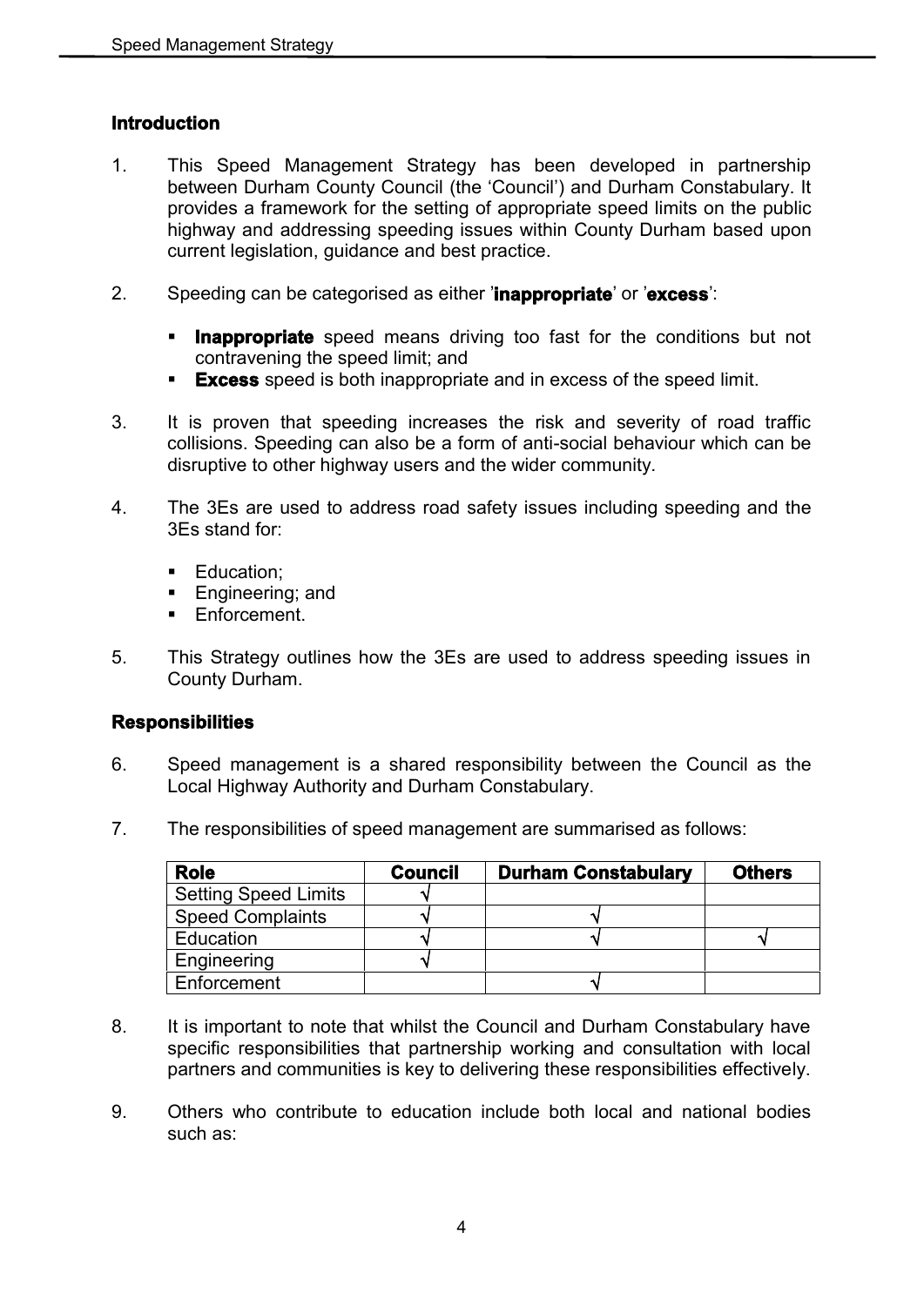## Introduction

1. This Speed Management Strategy has been developed in partnership between Durham County Council (the 'Council') and Durham Constabulary. It provides a framework for the setting of appropriate speed limits on the public highway and addressing speeding issues within County Durham based upon current legislation, guidance and best practice.

2. Speeding can be categorised as either '**inappropriate**' or '**excess**':

   - **Inappropriate** speed means driving too fast for the conditions but not contravening the speed limit; and
   - **Excess** speed is both inappropriate and in excess of the speed limit.

3. It is proven that speeding increases the risk and severity of road traffic collisions. Speeding can also be a form of anti-social behaviour which can be disruptive to other highway users and the wider community.

4. The 3Es are used to address road safety issues including speeding and the 3Es stand for:

   - Education;
   - Engineering; and
   - Enforcement.

5. This Strategy outlines how the 3Es are used to address speeding issues in County Durham.

## Responsibilities

6. Speed management is a shared responsibility between the Council as the Local Highway Authority and Durham Constabulary.

7. The responsibilities of speed management are summarised as follows:

| Role | Council | Durham Constabulary | Others |
|---|---|---|---|
| Setting Speed Limits | √ | | |
| Speed Complaints | √ | √ | |
| Education | √ | √ | √ |
| Engineering | √ | | |
| Enforcement | | √ | |

8. It is important to note that whilst the Council and Durham Constabulary have specific responsibilities that partnership working and consultation with local partners and communities is key to delivering these responsibilities effectively.

9. Others who contribute to education include both local and national bodies such as: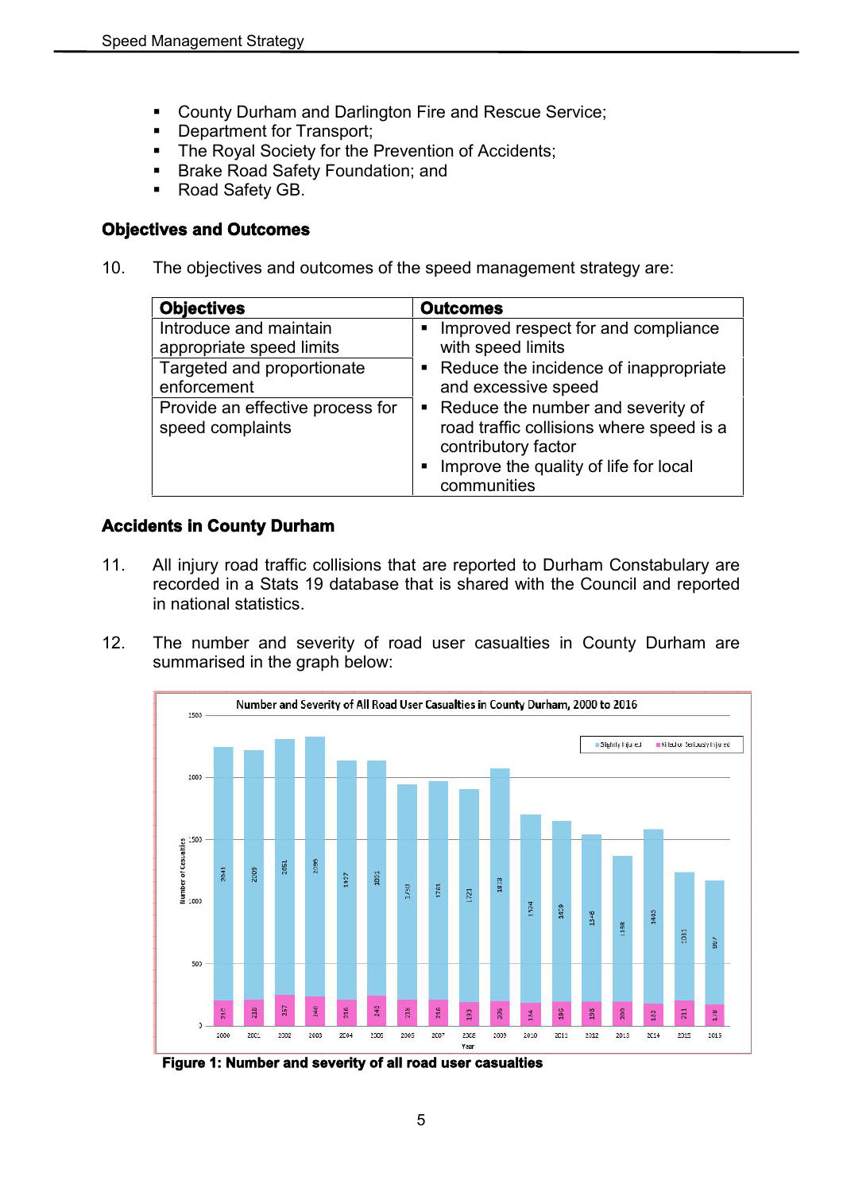- County Durham and Darlington Fire and Rescue Service;
- Department for Transport;
- The Royal Society for the Prevention of Accidents;
- Brake Road Safety Foundation; and
- Road Safety GB.

## Objectives and Outcomes

10. The objectives and outcomes of the speed management strategy are:

| Objectives | Outcomes |
|---|---|
| Introduce and maintain appropriate speed limits | ▪ Improved respect for and compliance with speed limits |
| Targeted and proportionate enforcement | ▪ Reduce the incidence of inappropriate and excessive speed |
| Provide an effective process for speed complaints | ▪ Reduce the number and severity of road traffic collisions where speed is a contributory factor<br>▪ Improve the quality of life for local communities |

## Accidents in County Durham

11. All injury road traffic collisions that are reported to Durham Constabulary are recorded in a Stats 19 database that is shared with the Council and reported in national statistics.

12. The number and severity of road user casualties in County Durham are summarised in the graph below:

Number and Severity of All Road User Casualties in County Durham, 2000 to 2016

| Year | Slightly Injured | Killed or Seriously Injured |
|---|---|---|
| 2000 | 2041 | 210 |
| 2001 | 2009 | 218 |
| 2002 | 2061 | 257 |
| 2003 | 2096 | 240 |
| 2004 | 1927 | 216 |
| 2005 | 1891 | 243 |
| 2006 | 1750 | 218 |
| 2007 | 1761 | 216 |
| 2008 | 1721 | 193 |
| 2009 | 1873 | 205 |
| 2010 | 1524 | 184 |
| 2011 | 1459 | 196 |
| 2012 | 1346 | 198 |
| 2013 | 1158 | 200 |
| 2014 | 1403 | 182 |
| 2015 | 1031 | 211 |
| 2016 | 997 | 178 |

**Figure 1: Number and severity of all road user casualties**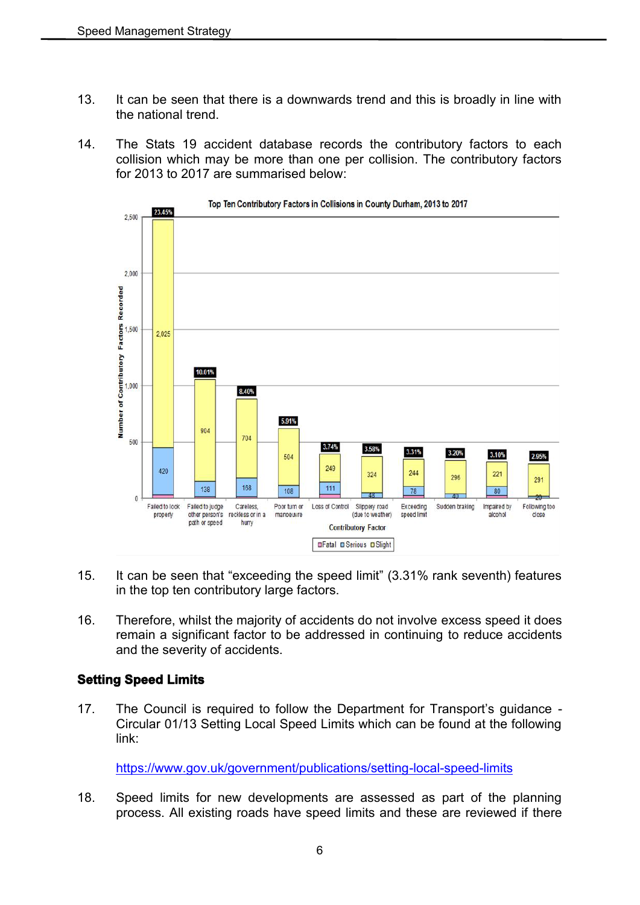13. It can be seen that there is a downwards trend and this is broadly in line with the national trend.

14. The Stats 19 accident database records the contributory factors to each collision which may be more than one per collision. The contributory factors for 2013 to 2017 are summarised below:

15. It can be seen that "exceeding the speed limit" (3.31% rank seventh) features in the top ten contributory large factors.

16. Therefore, whilst the majority of accidents do not involve excess speed it does remain a significant factor to be addressed in continuing to reduce accidents and the severity of accidents.

## Setting Speed Limits

17. The Council is required to follow the Department for Transport's guidance - Circular 01/13 Setting Local Speed Limits which can be found at the following link:

    https://www.gov.uk/government/publications/setting-local-speed-limits

18. Speed limits for new developments are assessed as part of the planning process. All existing roads have speed limits and these are reviewed if there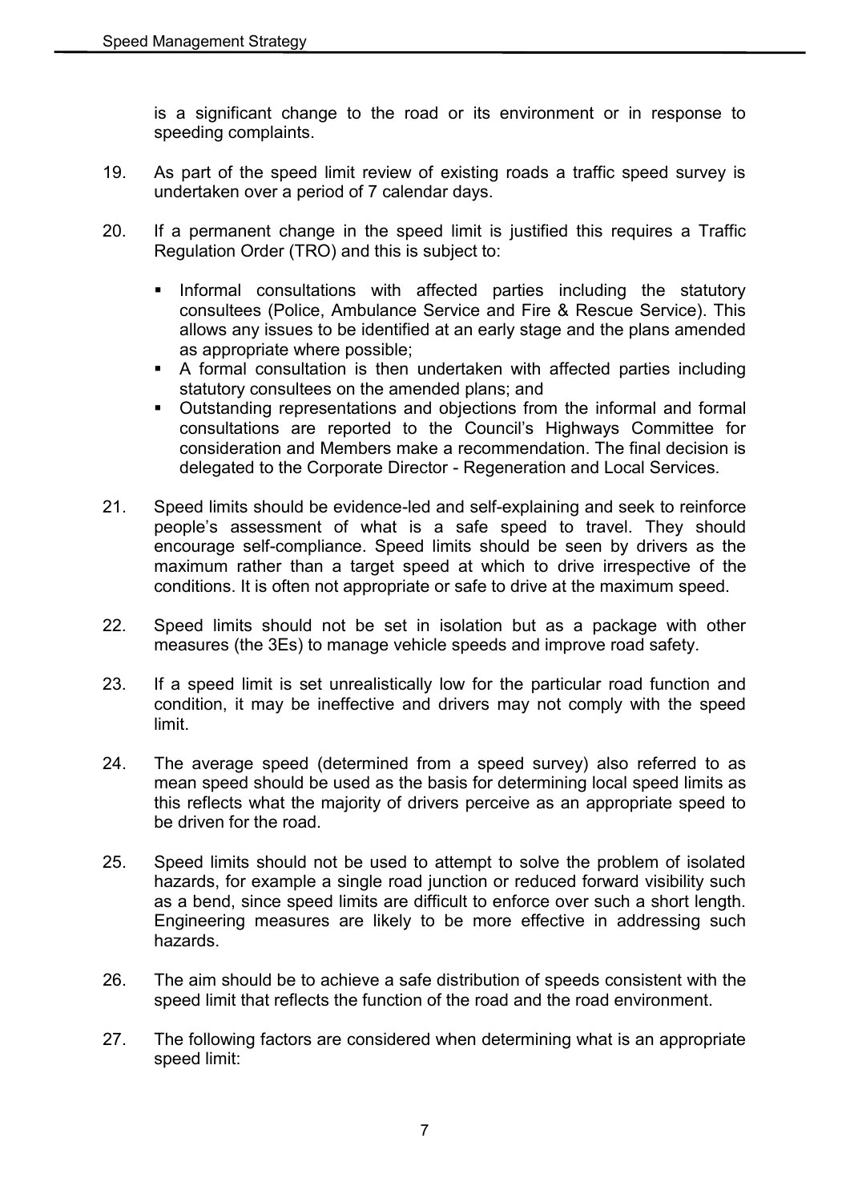is a significant change to the road or its environment or in response to speeding complaints.

19. As part of the speed limit review of existing roads a traffic speed survey is undertaken over a period of 7 calendar days.

20. If a permanent change in the speed limit is justified this requires a Traffic Regulation Order (TRO) and this is subject to:

    - Informal consultations with affected parties including the statutory consultees (Police, Ambulance Service and Fire & Rescue Service). This allows any issues to be identified at an early stage and the plans amended as appropriate where possible;
    - A formal consultation is then undertaken with affected parties including statutory consultees on the amended plans; and
    - Outstanding representations and objections from the informal and formal consultations are reported to the Council's Highways Committee for consideration and Members make a recommendation. The final decision is delegated to the Corporate Director - Regeneration and Local Services.

21. Speed limits should be evidence-led and self-explaining and seek to reinforce people's assessment of what is a safe speed to travel. They should encourage self-compliance. Speed limits should be seen by drivers as the maximum rather than a target speed at which to drive irrespective of the conditions. It is often not appropriate or safe to drive at the maximum speed.

22. Speed limits should not be set in isolation but as a package with other measures (the 3Es) to manage vehicle speeds and improve road safety.

23. If a speed limit is set unrealistically low for the particular road function and condition, it may be ineffective and drivers may not comply with the speed limit.

24. The average speed (determined from a speed survey) also referred to as mean speed should be used as the basis for determining local speed limits as this reflects what the majority of drivers perceive as an appropriate speed to be driven for the road.

25. Speed limits should not be used to attempt to solve the problem of isolated hazards, for example a single road junction or reduced forward visibility such as a bend, since speed limits are difficult to enforce over such a short length. Engineering measures are likely to be more effective in addressing such hazards.

26. The aim should be to achieve a safe distribution of speeds consistent with the speed limit that reflects the function of the road and the road environment.

27. The following factors are considered when determining what is an appropriate speed limit: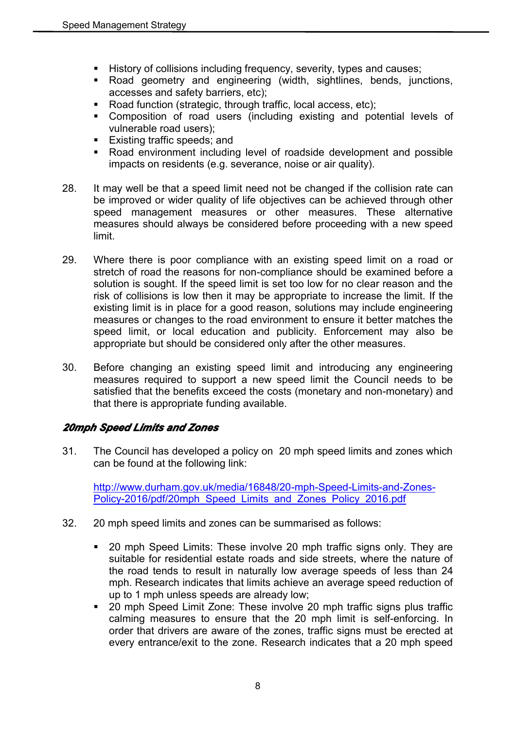- History of collisions including frequency, severity, types and causes;
- Road geometry and engineering (width, sightlines, bends, junctions, accesses and safety barriers, etc);
- Road function (strategic, through traffic, local access, etc);
- Composition of road users (including existing and potential levels of vulnerable road users);
- Existing traffic speeds; and
- Road environment including level of roadside development and possible impacts on residents (e.g. severance, noise or air quality).

28. It may well be that a speed limit need not be changed if the collision rate can be improved or wider quality of life objectives can be achieved through other speed management measures or other measures. These alternative measures should always be considered before proceeding with a new speed limit.

29. Where there is poor compliance with an existing speed limit on a road or stretch of road the reasons for non-compliance should be examined before a solution is sought. If the speed limit is set too low for no clear reason and the risk of collisions is low then it may be appropriate to increase the limit. If the existing limit is in place for a good reason, solutions may include engineering measures or changes to the road environment to ensure it better matches the speed limit, or local education and publicity. Enforcement may also be appropriate but should be considered only after the other measures.

30. Before changing an existing speed limit and introducing any engineering measures required to support a new speed limit the Council needs to be satisfied that the benefits exceed the costs (monetary and non-monetary) and that there is appropriate funding available.

### *20mph Speed Limits and Zones*

31. The Council has developed a policy on 20 mph speed limits and zones which can be found at the following link:

    http://www.durham.gov.uk/media/16848/20-mph-Speed-Limits-and-Zones-Policy-2016/pdf/20mph_Speed_Limits_and_Zones_Policy_2016.pdf

32. 20 mph speed limits and zones can be summarised as follows:

    - 20 mph Speed Limits: These involve 20 mph traffic signs only. They are suitable for residential estate roads and side streets, where the nature of the road tends to result in naturally low average speeds of less than 24 mph. Research indicates that limits achieve an average speed reduction of up to 1 mph unless speeds are already low;
    - 20 mph Speed Limit Zone: These involve 20 mph traffic signs plus traffic calming measures to ensure that the 20 mph limit is self-enforcing. In order that drivers are aware of the zones, traffic signs must be erected at every entrance/exit to the zone. Research indicates that a 20 mph speed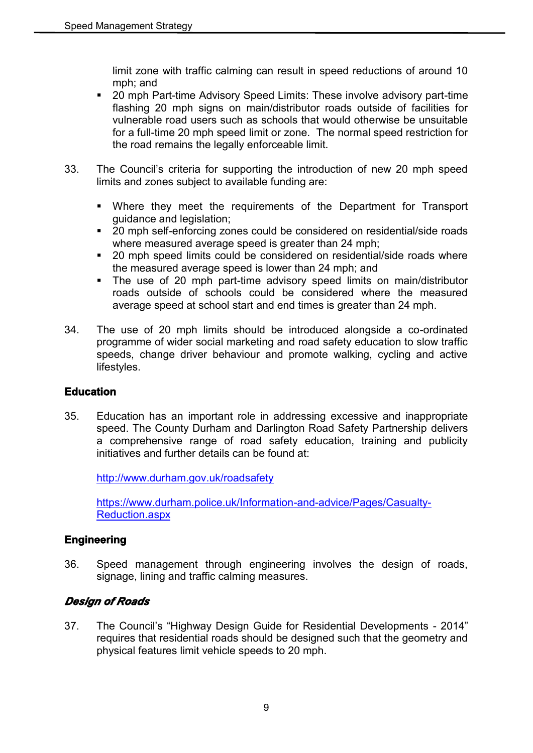limit zone with traffic calming can result in speed reductions of around 10 mph; and
- 20 mph Part-time Advisory Speed Limits: These involve advisory part-time flashing 20 mph signs on main/distributor roads outside of facilities for vulnerable road users such as schools that would otherwise be unsuitable for a full-time 20 mph speed limit or zone. The normal speed restriction for the road remains the legally enforceable limit.

33. The Council's criteria for supporting the introduction of new 20 mph speed limits and zones subject to available funding are:

    - Where they meet the requirements of the Department for Transport guidance and legislation;
    - 20 mph self-enforcing zones could be considered on residential/side roads where measured average speed is greater than 24 mph;
    - 20 mph speed limits could be considered on residential/side roads where the measured average speed is lower than 24 mph; and
    - The use of 20 mph part-time advisory speed limits on main/distributor roads outside of schools could be considered where the measured average speed at school start and end times is greater than 24 mph.

34. The use of 20 mph limits should be introduced alongside a co-ordinated programme of wider social marketing and road safety education to slow traffic speeds, change driver behaviour and promote walking, cycling and active lifestyles.

## Education

35. Education has an important role in addressing excessive and inappropriate speed. The County Durham and Darlington Road Safety Partnership delivers a comprehensive range of road safety education, training and publicity initiatives and further details can be found at:

    [http://www.durham.gov.uk/roadsafety](http://www.durham.gov.uk/roadsafety)

    [https://www.durham.police.uk/Information-and-advice/Pages/Casualty-Reduction.aspx](https://www.durham.police.uk/Information-and-advice/Pages/Casualty-Reduction.aspx)

## Engineering

36. Speed management through engineering involves the design of roads, signage, lining and traffic calming measures.

### *Design of Roads*

37. The Council's "Highway Design Guide for Residential Developments - 2014" requires that residential roads should be designed such that the geometry and physical features limit vehicle speeds to 20 mph.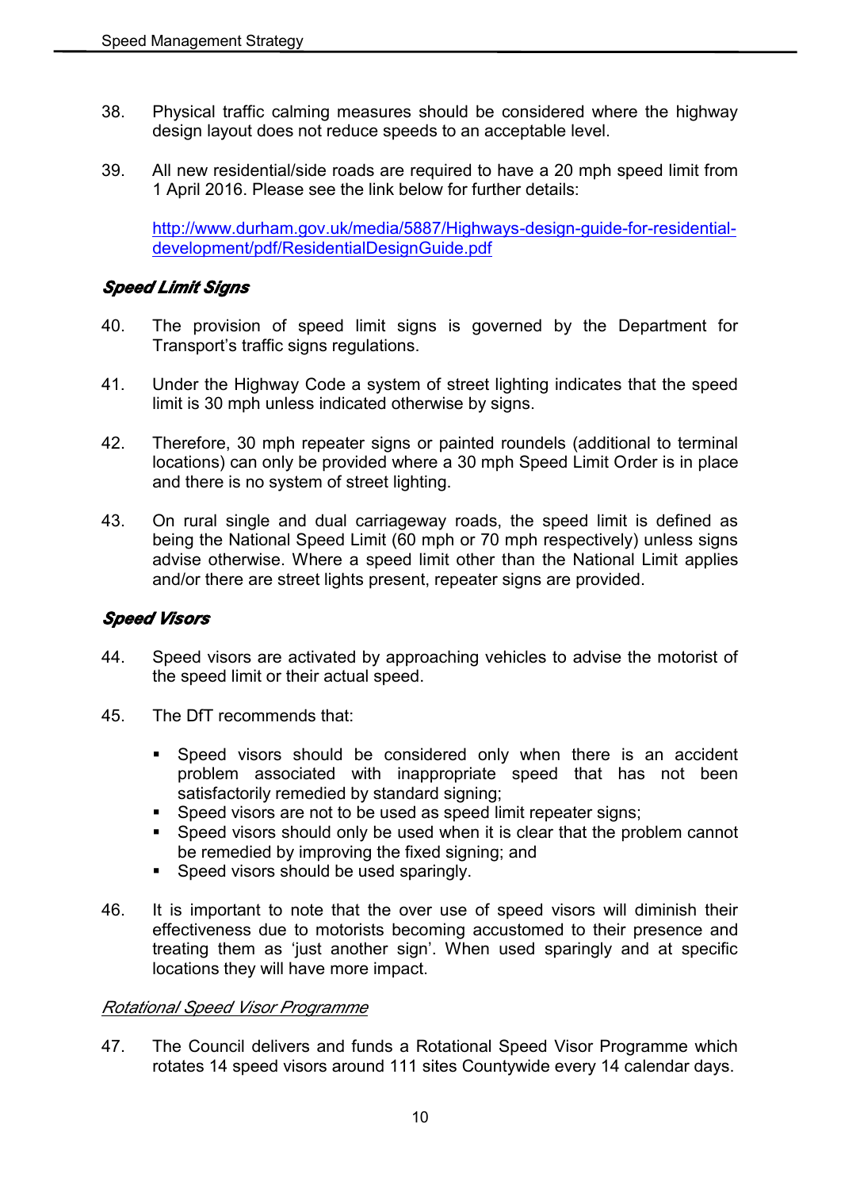38. Physical traffic calming measures should be considered where the highway design layout does not reduce speeds to an acceptable level.

39. All new residential/side roads are required to have a 20 mph speed limit from 1 April 2016. Please see the link below for further details:

    [http://www.durham.gov.uk/media/5887/Highways-design-guide-for-residential-development/pdf/ResidentialDesignGuide.pdf](http://www.durham.gov.uk/media/5887/Highways-design-guide-for-residential-development/pdf/ResidentialDesignGuide.pdf)

### *Speed Limit Signs*

40. The provision of speed limit signs is governed by the Department for Transport's traffic signs regulations.

41. Under the Highway Code a system of street lighting indicates that the speed limit is 30 mph unless indicated otherwise by signs.

42. Therefore, 30 mph repeater signs or painted roundels (additional to terminal locations) can only be provided where a 30 mph Speed Limit Order is in place and there is no system of street lighting.

43. On rural single and dual carriageway roads, the speed limit is defined as being the National Speed Limit (60 mph or 70 mph respectively) unless signs advise otherwise. Where a speed limit other than the National Limit applies and/or there are street lights present, repeater signs are provided.

### *Speed Visors*

44. Speed visors are activated by approaching vehicles to advise the motorist of the speed limit or their actual speed.

45. The DfT recommends that:

    - Speed visors should be considered only when there is an accident problem associated with inappropriate speed that has not been satisfactorily remedied by standard signing;
    - Speed visors are not to be used as speed limit repeater signs;
    - Speed visors should only be used when it is clear that the problem cannot be remedied by improving the fixed signing; and
    - Speed visors should be used sparingly.

46. It is important to note that the over use of speed visors will diminish their effectiveness due to motorists becoming accustomed to their presence and treating them as 'just another sign'. When used sparingly and at specific locations they will have more impact.

#### *Rotational Speed Visor Programme*

47. The Council delivers and funds a Rotational Speed Visor Programme which rotates 14 speed visors around 111 sites Countywide every 14 calendar days.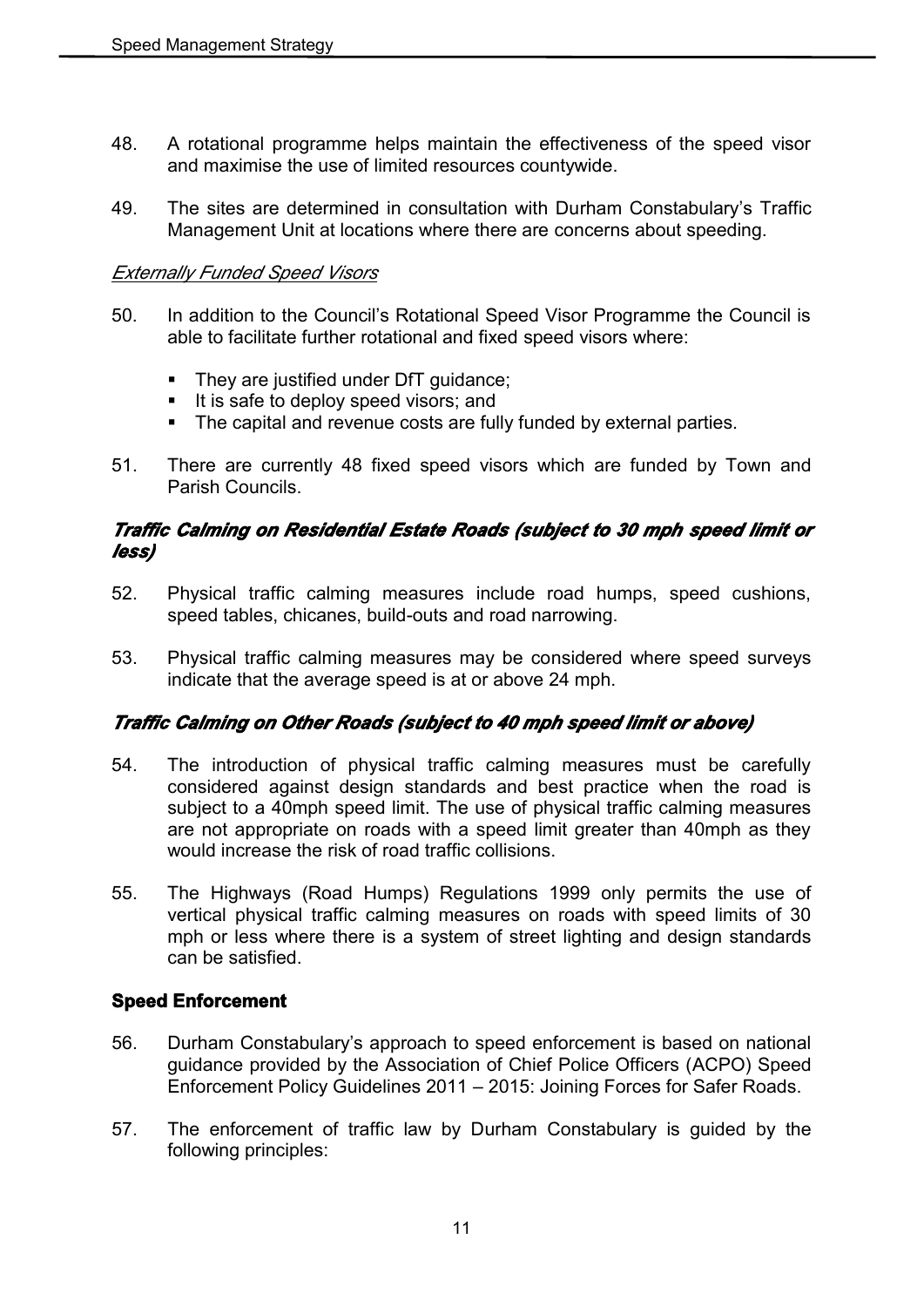48. A rotational programme helps maintain the effectiveness of the speed visor and maximise the use of limited resources countywide.

49. The sites are determined in consultation with Durham Constabulary's Traffic Management Unit at locations where there are concerns about speeding.

*Externally Funded Speed Visors*

50. In addition to the Council's Rotational Speed Visor Programme the Council is able to facilitate further rotational and fixed speed visors where:

    - They are justified under DfT guidance;
    - It is safe to deploy speed visors; and
    - The capital and revenue costs are fully funded by external parties.

51. There are currently 48 fixed speed visors which are funded by Town and Parish Councils.

### *Traffic Calming on Residential Estate Roads (subject to 30 mph speed limit or less)*

52. Physical traffic calming measures include road humps, speed cushions, speed tables, chicanes, build-outs and road narrowing.

53. Physical traffic calming measures may be considered where speed surveys indicate that the average speed is at or above 24 mph.

### *Traffic Calming on Other Roads (subject to 40 mph speed limit or above)*

54. The introduction of physical traffic calming measures must be carefully considered against design standards and best practice when the road is subject to a 40mph speed limit. The use of physical traffic calming measures are not appropriate on roads with a speed limit greater than 40mph as they would increase the risk of road traffic collisions.

55. The Highways (Road Humps) Regulations 1999 only permits the use of vertical physical traffic calming measures on roads with speed limits of 30 mph or less where there is a system of street lighting and design standards can be satisfied.

## Speed Enforcement

56. Durham Constabulary's approach to speed enforcement is based on national guidance provided by the Association of Chief Police Officers (ACPO) Speed Enforcement Policy Guidelines 2011 – 2015: Joining Forces for Safer Roads.

57. The enforcement of traffic law by Durham Constabulary is guided by the following principles: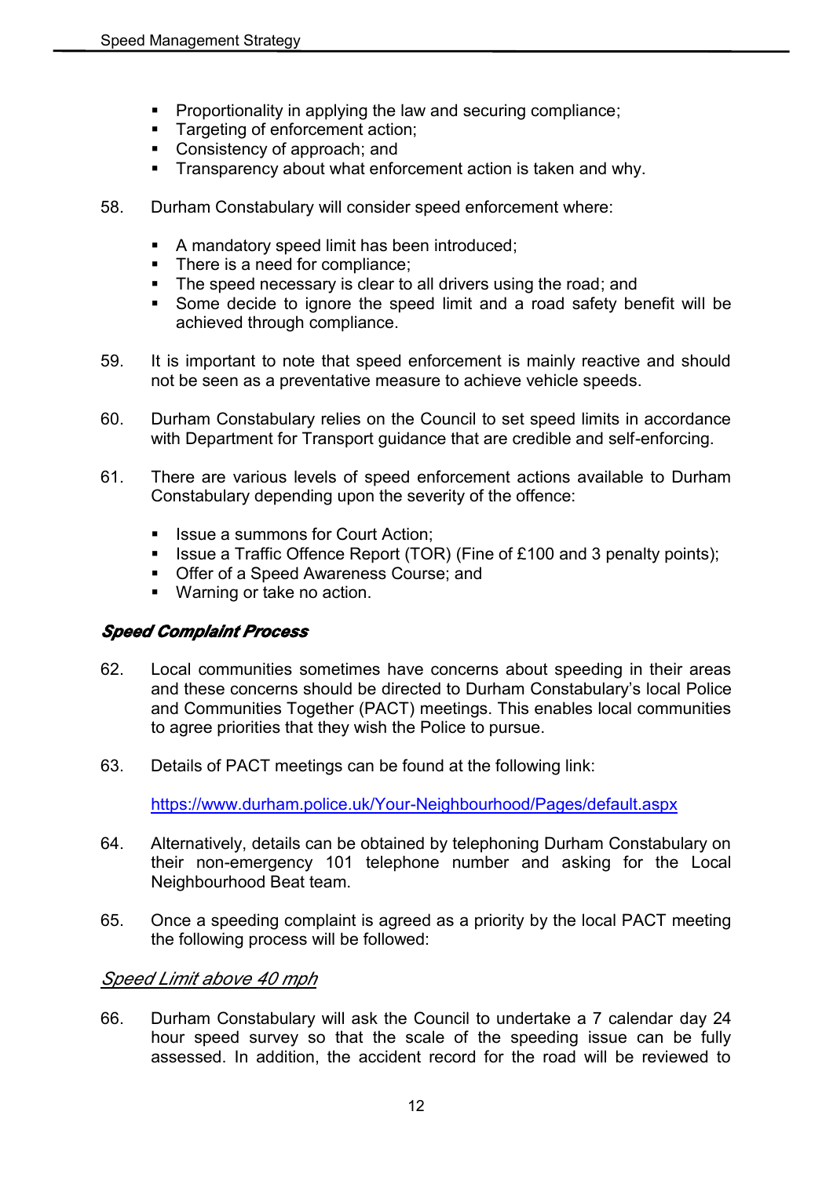- Proportionality in applying the law and securing compliance;
- Targeting of enforcement action;
- Consistency of approach; and
- Transparency about what enforcement action is taken and why.

58. Durham Constabulary will consider speed enforcement where:

    - A mandatory speed limit has been introduced;
    - There is a need for compliance;
    - The speed necessary is clear to all drivers using the road; and
    - Some decide to ignore the speed limit and a road safety benefit will be achieved through compliance.

59. It is important to note that speed enforcement is mainly reactive and should not be seen as a preventative measure to achieve vehicle speeds.

60. Durham Constabulary relies on the Council to set speed limits in accordance with Department for Transport guidance that are credible and self-enforcing.

61. There are various levels of speed enforcement actions available to Durham Constabulary depending upon the severity of the offence:

    - Issue a summons for Court Action;
    - Issue a Traffic Offence Report (TOR) (Fine of £100 and 3 penalty points);
    - Offer of a Speed Awareness Course; and
    - Warning or take no action.

### *Speed Complaint Process*

62. Local communities sometimes have concerns about speeding in their areas and these concerns should be directed to Durham Constabulary's local Police and Communities Together (PACT) meetings. This enables local communities to agree priorities that they wish the Police to pursue.

63. Details of PACT meetings can be found at the following link:

    https://www.durham.police.uk/Your-Neighbourhood/Pages/default.aspx

64. Alternatively, details can be obtained by telephoning Durham Constabulary on their non-emergency 101 telephone number and asking for the Local Neighbourhood Beat team.

65. Once a speeding complaint is agreed as a priority by the local PACT meeting the following process will be followed:

#### *Speed Limit above 40 mph*

66. Durham Constabulary will ask the Council to undertake a 7 calendar day 24 hour speed survey so that the scale of the speeding issue can be fully assessed. In addition, the accident record for the road will be reviewed to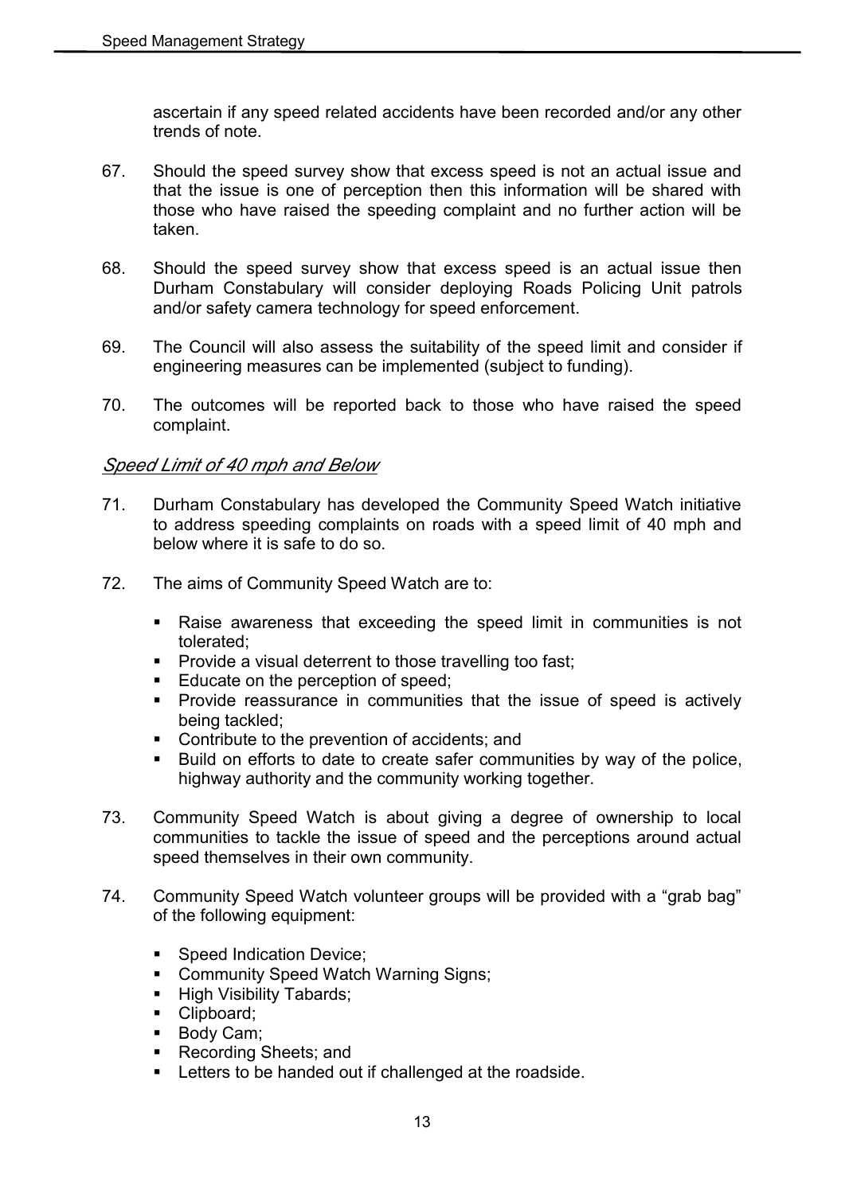ascertain if any speed related accidents have been recorded and/or any other trends of note.

67. Should the speed survey show that excess speed is not an actual issue and that the issue is one of perception then this information will be shared with those who have raised the speeding complaint and no further action will be taken.

68. Should the speed survey show that excess speed is an actual issue then Durham Constabulary will consider deploying Roads Policing Unit patrols and/or safety camera technology for speed enforcement.

69. The Council will also assess the suitability of the speed limit and consider if engineering measures can be implemented (subject to funding).

70. The outcomes will be reported back to those who have raised the speed complaint.

### *Speed Limit of 40 mph and Below*

71. Durham Constabulary has developed the Community Speed Watch initiative to address speeding complaints on roads with a speed limit of 40 mph and below where it is safe to do so.

72. The aims of Community Speed Watch are to:

    - Raise awareness that exceeding the speed limit in communities is not tolerated;
    - Provide a visual deterrent to those travelling too fast;
    - Educate on the perception of speed;
    - Provide reassurance in communities that the issue of speed is actively being tackled;
    - Contribute to the prevention of accidents; and
    - Build on efforts to date to create safer communities by way of the police, highway authority and the community working together.

73. Community Speed Watch is about giving a degree of ownership to local communities to tackle the issue of speed and the perceptions around actual speed themselves in their own community.

74. Community Speed Watch volunteer groups will be provided with a "grab bag" of the following equipment:

    - Speed Indication Device;
    - Community Speed Watch Warning Signs;
    - High Visibility Tabards;
    - Clipboard;
    - Body Cam;
    - Recording Sheets; and
    - Letters to be handed out if challenged at the roadside.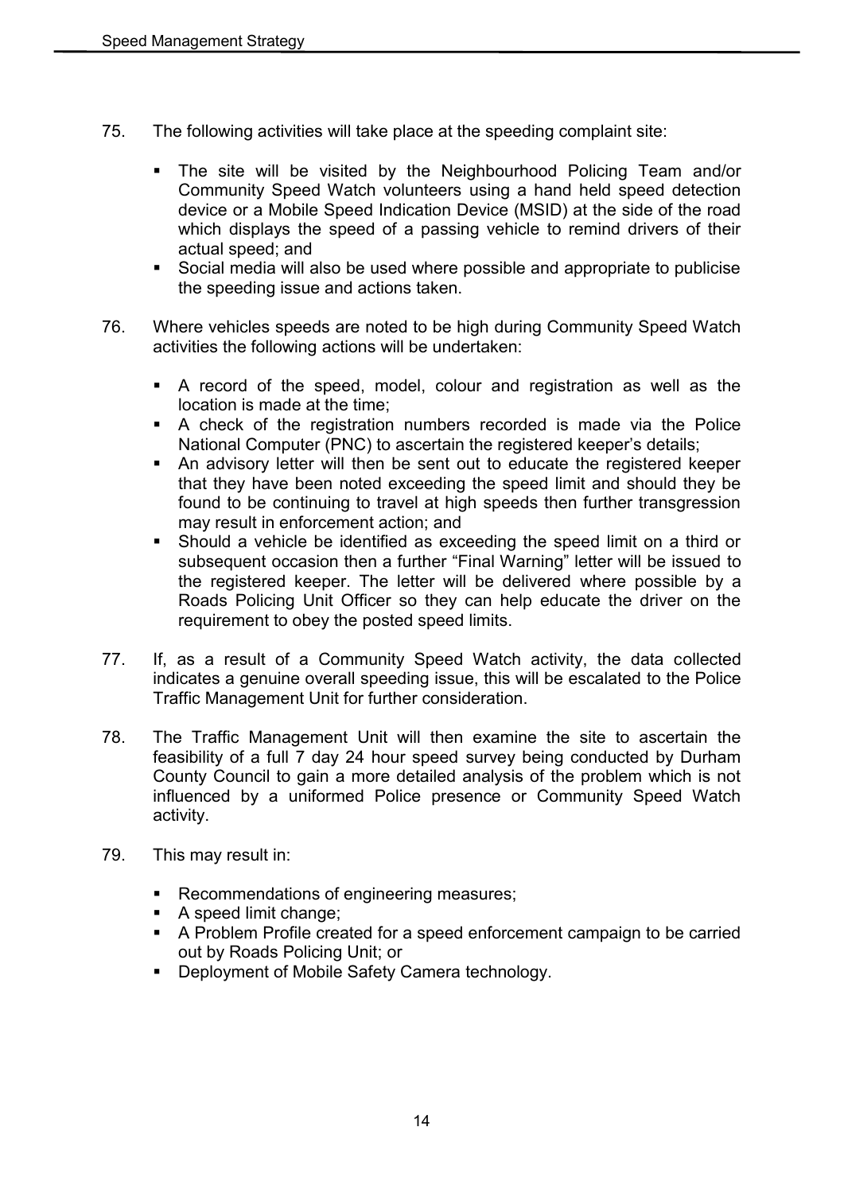75. The following activities will take place at the speeding complaint site:

    - The site will be visited by the Neighbourhood Policing Team and/or Community Speed Watch volunteers using a hand held speed detection device or a Mobile Speed Indication Device (MSID) at the side of the road which displays the speed of a passing vehicle to remind drivers of their actual speed; and
    - Social media will also be used where possible and appropriate to publicise the speeding issue and actions taken.

76. Where vehicles speeds are noted to be high during Community Speed Watch activities the following actions will be undertaken:

    - A record of the speed, model, colour and registration as well as the location is made at the time;
    - A check of the registration numbers recorded is made via the Police National Computer (PNC) to ascertain the registered keeper's details;
    - An advisory letter will then be sent out to educate the registered keeper that they have been noted exceeding the speed limit and should they be found to be continuing to travel at high speeds then further transgression may result in enforcement action; and
    - Should a vehicle be identified as exceeding the speed limit on a third or subsequent occasion then a further "Final Warning" letter will be issued to the registered keeper. The letter will be delivered where possible by a Roads Policing Unit Officer so they can help educate the driver on the requirement to obey the posted speed limits.

77. If, as a result of a Community Speed Watch activity, the data collected indicates a genuine overall speeding issue, this will be escalated to the Police Traffic Management Unit for further consideration.

78. The Traffic Management Unit will then examine the site to ascertain the feasibility of a full 7 day 24 hour speed survey being conducted by Durham County Council to gain a more detailed analysis of the problem which is not influenced by a uniformed Police presence or Community Speed Watch activity.

79. This may result in:

    - Recommendations of engineering measures;
    - A speed limit change;
    - A Problem Profile created for a speed enforcement campaign to be carried out by Roads Policing Unit; or
    - Deployment of Mobile Safety Camera technology.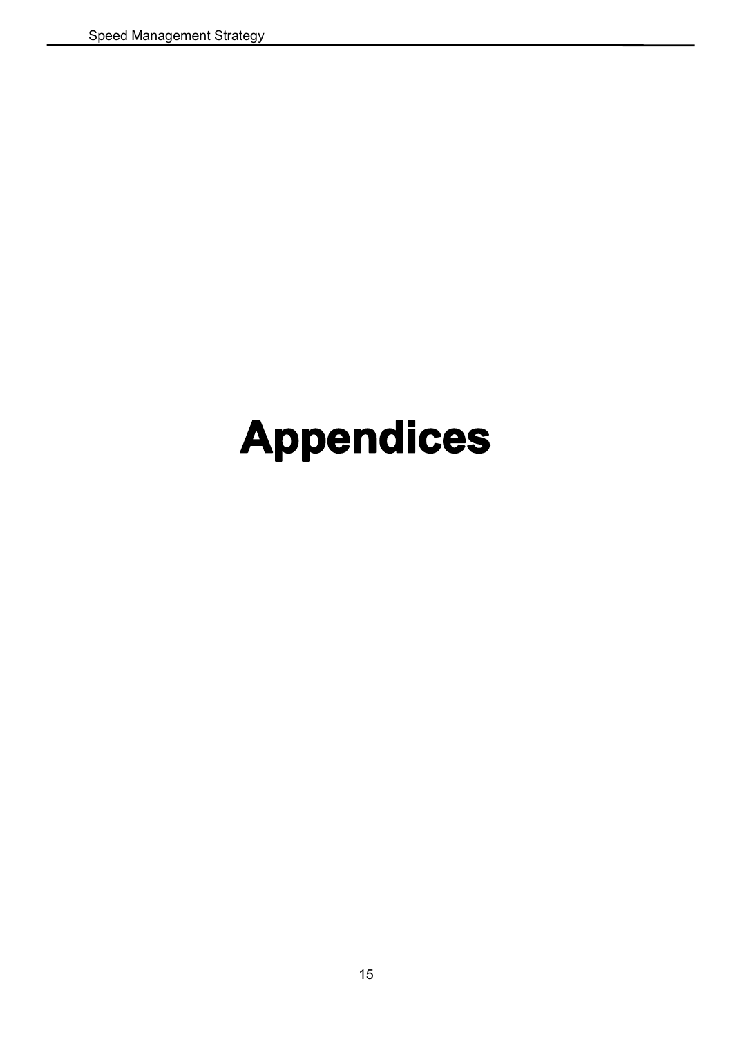# Appendices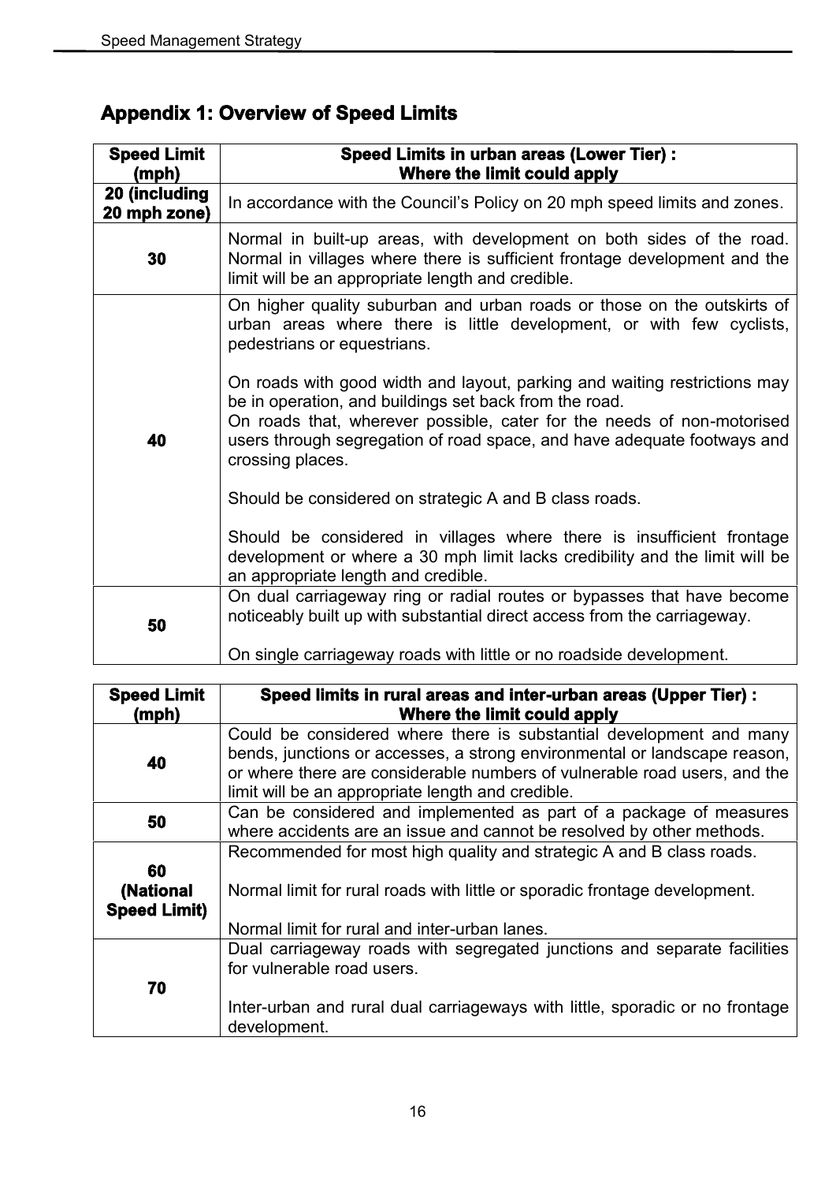## Appendix 1: Overview of Speed Limits

| Speed Limit (mph) | Speed Limits in urban areas (Lower Tier) : Where the limit could apply |
|---|---|
| 20 (including 20 mph zone) | In accordance with the Council's Policy on 20 mph speed limits and zones. |
| 30 | Normal in built-up areas, with development on both sides of the road. Normal in villages where there is sufficient frontage development and the limit will be an appropriate length and credible. |
| 40 | On higher quality suburban and urban roads or those on the outskirts of urban areas where there is little development, or with few cyclists, pedestrians or equestrians.<br><br>On roads with good width and layout, parking and waiting restrictions may be in operation, and buildings set back from the road.<br>On roads that, wherever possible, cater for the needs of non-motorised users through segregation of road space, and have adequate footways and crossing places.<br><br>Should be considered on strategic A and B class roads.<br><br>Should be considered in villages where there is insufficient frontage development or where a 30 mph limit lacks credibility and the limit will be an appropriate length and credible. |
| 50 | On dual carriageway ring or radial routes or bypasses that have become noticeably built up with substantial direct access from the carriageway.<br><br>On single carriageway roads with little or no roadside development. |

| Speed Limit (mph) | Speed limits in rural areas and inter-urban areas (Upper Tier) : Where the limit could apply |
|---|---|
| 40 | Could be considered where there is substantial development and many bends, junctions or accesses, a strong environmental or landscape reason, or where there are considerable numbers of vulnerable road users, and the limit will be an appropriate length and credible. |
| 50 | Can be considered and implemented as part of a package of measures where accidents are an issue and cannot be resolved by other methods. |
| 60 (National Speed Limit) | Recommended for most high quality and strategic A and B class roads.<br><br>Normal limit for rural roads with little or sporadic frontage development.<br><br>Normal limit for rural and inter-urban lanes. |
| 70 | Dual carriageway roads with segregated junctions and separate facilities for vulnerable road users.<br><br>Inter-urban and rural dual carriageways with little, sporadic or no frontage development. |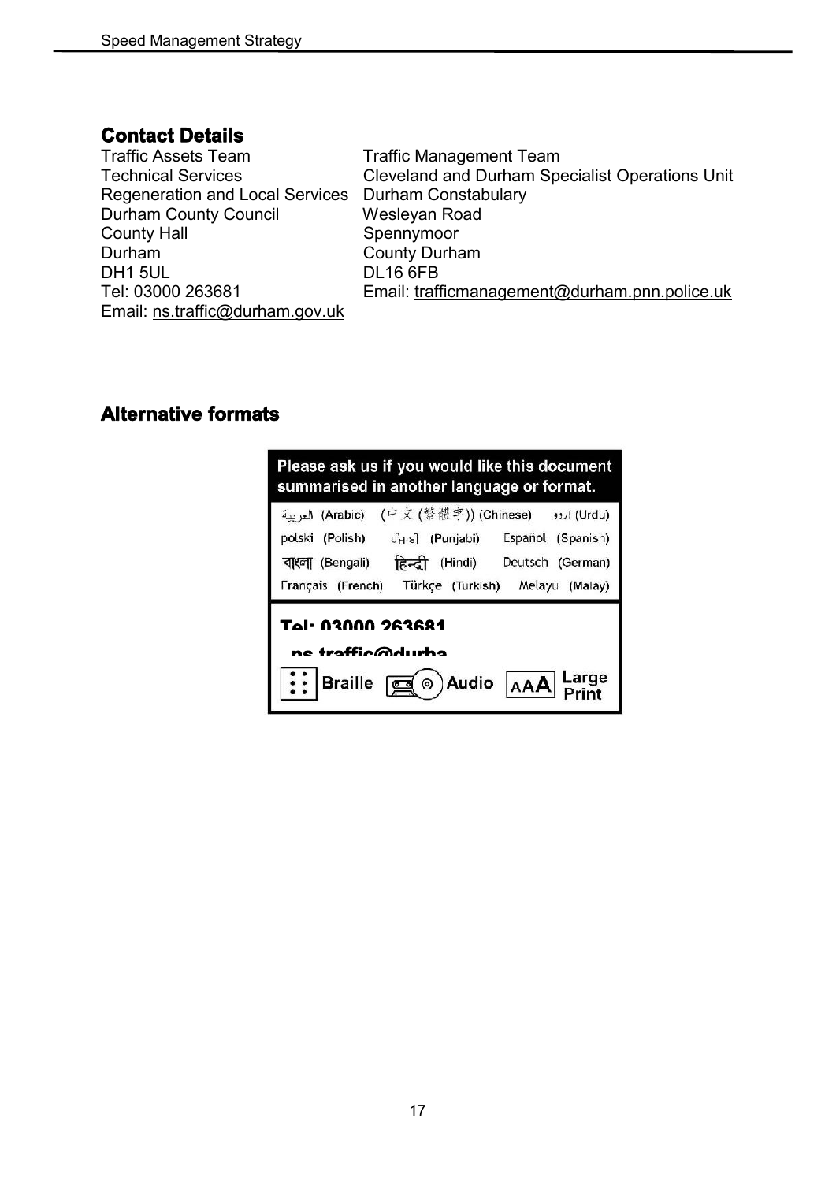## Contact Details

Traffic Assets Team
Technical Services
Regeneration and Local Services
Durham County Council
County Hall
Durham
DH1 5UL
Tel: 03000 263681
Email: ns.traffic@durham.gov.uk

Traffic Management Team
Cleveland and Durham Specialist Operations Unit
Durham Constabulary
Wesleyan Road
Spennymoor
County Durham
DL16 6FB
Email: trafficmanagement@durham.pnn.police.uk

## Alternative formats

**Please ask us if you would like this document summarised in another language or format.**

العربية (Arabic) (中文 (繁體字)) (Chinese) اردو (Urdu)
polski (Polish) ਪੰਜਾਬੀ (Punjabi) Español (Spanish)
বাংলা (Bengali) हिन्दी (Hindi) Deutsch (German)
Français (French) Türkçe (Turkish) Melayu (Malay)

**Tel: 03000 263681**

**ns.traffic@durha**

Braille Audio Large Print